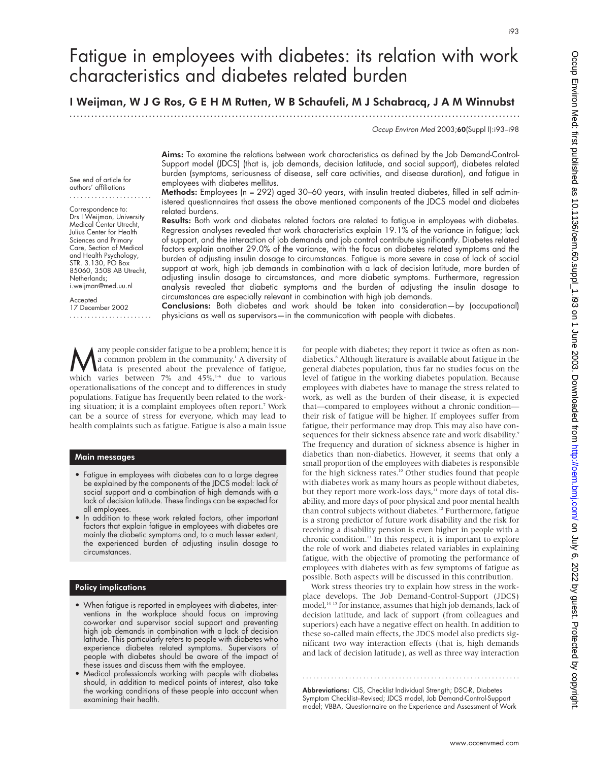# Fatigue in employees with diabetes: its relation with work characteristics and diabetes related burden

## I Weijman, W J G Ros, G E H M Rutten, W B Schaufeli, M J Schabracq, J A M Winnubst

See end of article for authors' affiliations

Correspondence to: Drs I Weijman, University Medical Center Utrecht, Julius Center for Health Sciences and Primary Care, Section of Medical and Health Psychology, STR. 3.130, PO Box 85060, 3508 AB Utrecht, Netherlands; i.weijman@med.uu.nl

Accepted 17 December 2002

**Aims:** To examine the relations between work characteristics as defined by the Job Demand-Control-Support model (JDCS) (that is, job demands, decision latitude, and social support), diabetes related burden (symptoms, seriousness of disease, self care activities, and disease duration), and fatigue in employees with diabetes mellitus.

**Methods:** Employees (n = 292) aged 30–60 years, with insulin treated diabetes, filled in self administered questionnaires that assess the above mentioned components of the JDCS model and diabetes related burdens.

**Results:** Both work and diabetes related factors are related to fatigue in employees with diabetes. Regression analyses revealed that work characteristics explain 19.1% of the variance in fatigue; lack of support, and the interaction of job demands and job control contribute significantly. Diabetes related factors explain another 29.0% of the variance, with the focus on diabetes related symptoms and the burden of adjusting insulin dosage to circumstances. Fatigue is more severe in case of lack of social support at work, high job demands in combination with a lack of decision latitude, more burden of adjusting insulin dosage to circumstances, and more diabetic symptoms. Furthermore, regression analysis revealed that diabetic symptoms and the burden of adjusting the insulin dosage to circumstances are especially relevant in combination with high job demands.

**Conclusions:** Both diabetes and work should be taken into consideration—by (occupational) physicians as well as supervisors—in the communication with people with diabetes.

Many people consider fatigue to be a problem; hence it is a common problem in the community.[1] A diversity of data is presented about the prevalence of fatigue, which varies between 7% and 45%,[1–6] due to various operationalisations of the concept and to differences in study populations. Fatigue has frequently been related to the working situation; it is a complaint employees often report.[7] Work can be a source of stress for everyone, which may lead to health complaints such as fatigue. Fatigue is also a main issue for people with diabetes; they report it twice as often as non-diabetics.[8] Although literature is available about fatigue in the general diabetes population, thus far no studies focus on the level of fatigue in the working diabetes population. Because employees with diabetes have to manage the stress related to work, as well as the burden of their disease, it is expected that—compared to employees without a chronic condition—their risk of fatigue will be higher. If employees suffer from fatigue, their performance may drop. This may also have consequences for their sickness absence rate and work disability.[9] The frequency and duration of sickness absence is higher in diabetics than non-diabetics. However, it seems that only a small proportion of the employees with diabetes is responsible for the high sickness rates.[10] Other studies found that people with diabetes work as many hours as people without diabetes, but they report more work-loss days,[11] more days of total disability, and more days of poor physical and poor mental health than control subjects without diabetes.[12] Furthermore, fatigue is a strong predictor of future work disability and the risk for receiving a disability pension is even higher in people with a chronic condition.[13] In this respect, it is important to explore the role of work and diabetes related variables in explaining fatigue, with the objective of promoting the performance of employees with diabetes with as few symptoms of fatigue as possible. Both aspects will be discussed in this contribution.

Work stress theories try to explain how stress in the workplace develops. The Job Demand-Control-Support (JDCS) model,[14 15] for instance, assumes that high job demands, lack of decision latitude, and lack of support (from colleagues and superiors) each have a negative effect on health. In addition to these so-called main effects, the JDCS model also predicts significant two way interaction effects (that is, high demands and lack of decision latitude), as well as three way interaction

### Main messages

- Fatigue in employees with diabetes can to a large degree be explained by the components of the JDCS model: lack of social support and a combination of high demands with a lack of decision latitude. These findings can be expected for all employees.
- In addition to these work related factors, other important factors that explain fatigue in employees with diabetes are mainly the diabetic symptoms and, to a much lesser extent, the experienced burden of adjusting insulin dosage to circumstances.

### Policy implications

- When fatigue is reported in employees with diabetes, interventions in the workplace should focus on improving co-worker and supervisor social support and preventing high job demands in combination with a lack of decision latitude. This particularly refers to people with diabetes who experience diabetes related symptoms. Supervisors of people with diabetes should be aware of the impact of these issues and discuss them with the employee.
- Medical professionals working with people with diabetes should, in addition to medical points of interest, also take the working conditions of these people into account when examining their health.

**Abbreviations:** CIS, Checklist Individual Strength; DSC-R, Diabetes Symptom Checklist–Revised; JDCS model, Job Demand-Control-Support model; VBBA, Questionnaire on the Experience and Assessment of Work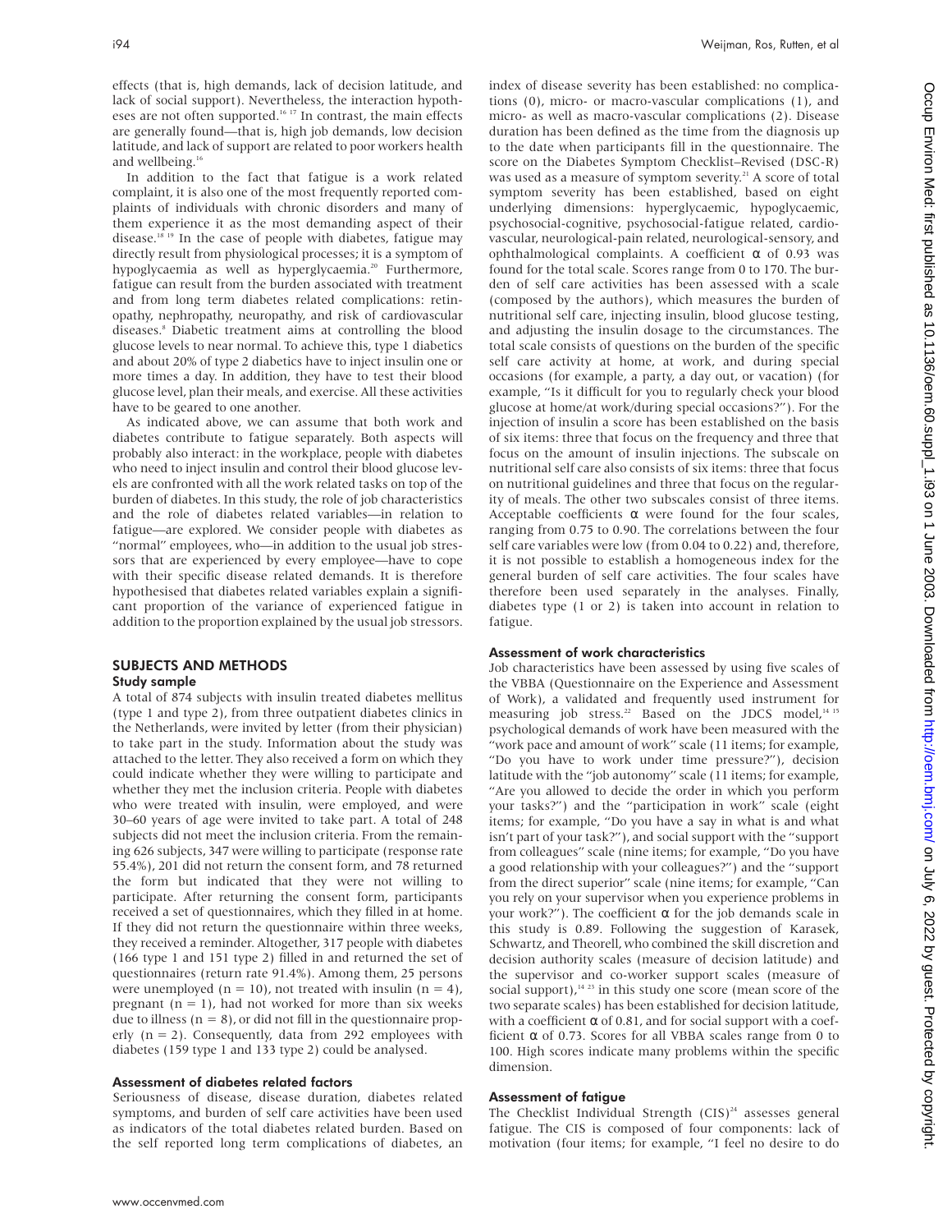effects (that is, high demands, lack of decision latitude, and lack of social support). Nevertheless, the interaction hypotheses are not often supported.[16 17] In contrast, the main effects are generally found—that is, high job demands, low decision latitude, and lack of support are related to poor workers health and wellbeing.[16]

In addition to the fact that fatigue is a work related complaint, it is also one of the most frequently reported complaints of individuals with chronic disorders and many of them experience it as the most demanding aspect of their disease.[18 19] In the case of people with diabetes, fatigue may directly result from physiological processes; it is a symptom of hypoglycaemia as well as hyperglycaemia.[20] Furthermore, fatigue can result from the burden associated with treatment and from long term diabetes related complications: retinopathy, nephropathy, neuropathy, and risk of cardiovascular diseases.[8] Diabetic treatment aims at controlling the blood glucose levels to near normal. To achieve this, type 1 diabetics and about 20% of type 2 diabetics have to inject insulin one or more times a day. In addition, they have to test their blood glucose level, plan their meals, and exercise. All these activities have to be geared to one another.

As indicated above, we can assume that both work and diabetes contribute to fatigue separately. Both aspects will probably also interact: in the workplace, people with diabetes who need to inject insulin and control their blood glucose levels are confronted with all the work related tasks on top of the burden of diabetes. In this study, the role of job characteristics and the role of diabetes related variables—in relation to fatigue—are explored. We consider people with diabetes as "normal" employees, who—in addition to the usual job stressors that are experienced by every employee—have to cope with their specific disease related demands. It is therefore hypothesised that diabetes related variables explain a significant proportion of the variance of experienced fatigue in addition to the proportion explained by the usual job stressors.

## SUBJECTS AND METHODS

### Study sample

A total of 874 subjects with insulin treated diabetes mellitus (type 1 and type 2), from three outpatient diabetes clinics in the Netherlands, were invited by letter (from their physician) to take part in the study. Information about the study was attached to the letter. They also received a form on which they could indicate whether they were willing to participate and whether they met the inclusion criteria. People with diabetes who were treated with insulin, were employed, and were 30–60 years of age were invited to take part. A total of 248 subjects did not meet the inclusion criteria. From the remaining 626 subjects, 347 were willing to participate (response rate 55.4%), 201 did not return the consent form, and 78 returned the form but indicated that they were not willing to participate. After returning the consent form, participants received a set of questionnaires, which they filled in at home. If they did not return the questionnaire within three weeks, they received a reminder. Altogether, 317 people with diabetes (166 type 1 and 151 type 2) filled in and returned the set of questionnaires (return rate 91.4%). Among them, 25 persons were unemployed ($n = 10$), not treated with insulin ($n = 4$), pregnant ($n = 1$), had not worked for more than six weeks due to illness ($n = 8$), or did not fill in the questionnaire properly ($n = 2$). Consequently, data from 292 employees with diabetes (159 type 1 and 133 type 2) could be analysed.

### Assessment of diabetes related factors

Seriousness of disease, disease duration, diabetes related symptoms, and burden of self care activities have been used as indicators of the total diabetes related burden. Based on the self reported long term complications of diabetes, an index of disease severity has been established: no complications (0), micro- or macro-vascular complications (1), and micro- as well as macro-vascular complications (2). Disease duration has been defined as the time from the diagnosis up to the date when participants fill in the questionnaire. The score on the Diabetes Symptom Checklist–Revised (DSC-R) was used as a measure of symptom severity.[21] A score of total symptom severity has been established, based on eight underlying dimensions: hyperglycaemic, hypoglycaemic, psychosocial-cognitive, psychosocial-fatigue related, cardiovascular, neurological-pain related, neurological-sensory, and ophthalmological complaints. A coefficient $\alpha$ of 0.93 was found for the total scale. Scores range from 0 to 170. The burden of self care activities has been assessed with a scale (composed by the authors), which measures the burden of nutritional self care, injecting insulin, blood glucose testing, and adjusting the insulin dosage to the circumstances. The total scale consists of questions on the burden of the specific self care activity at home, at work, and during special occasions (for example, a party, a day out, or vacation) (for example, "Is it difficult for you to regularly check your blood glucose at home/at work/during special occasions?"). For the injection of insulin a score has been established on the basis of six items: three that focus on the frequency and three that focus on the amount of insulin injections. The subscale on nutritional self care also consists of six items: three that focus on nutritional guidelines and three that focus on the regularity of meals. The other two subscales consist of three items. Acceptable coefficients $\alpha$ were found for the four scales, ranging from 0.75 to 0.90. The correlations between the four self care variables were low (from 0.04 to 0.22) and, therefore, it is not possible to establish a homogeneous index for the general burden of self care activities. The four scales have therefore been used separately in the analyses. Finally, diabetes type (1 or 2) is taken into account in relation to fatigue.

### Assessment of work characteristics

Job characteristics have been assessed by using five scales of the VBBA (Questionnaire on the Experience and Assessment of Work), a validated and frequently used instrument for measuring job stress.[22] Based on the JDCS model,[14 15] psychological demands of work have been measured with the "work pace and amount of work" scale (11 items; for example, "Do you have to work under time pressure?"), decision latitude with the "job autonomy" scale (11 items; for example, "Are you allowed to decide the order in which you perform your tasks?") and the "participation in work" scale (eight items; for example, "Do you have a say in what is and what isn't part of your task?"), and social support with the "support from colleagues" scale (nine items; for example, "Do you have a good relationship with your colleagues?") and the "support from the direct superior" scale (nine items; for example, "Can you rely on your supervisor when you experience problems in your work?"). The coefficient $\alpha$ for the job demands scale in this study is 0.89. Following the suggestion of Karasek, Schwartz, and Theorell, who combined the skill discretion and decision authority scales (measure of decision latitude) and the supervisor and co-worker support scales (measure of social support),[14 23] in this study one score (mean score of the two separate scales) has been established for decision latitude, with a coefficient $\alpha$ of 0.81, and for social support with a coefficient $\alpha$ of 0.73. Scores for all VBBA scales range from 0 to 100. High scores indicate many problems within the specific dimension.

### Assessment of fatigue

The Checklist Individual Strength (CIS)[24] assesses general fatigue. The CIS is composed of four components: lack of motivation (four items; for example, "I feel no desire to do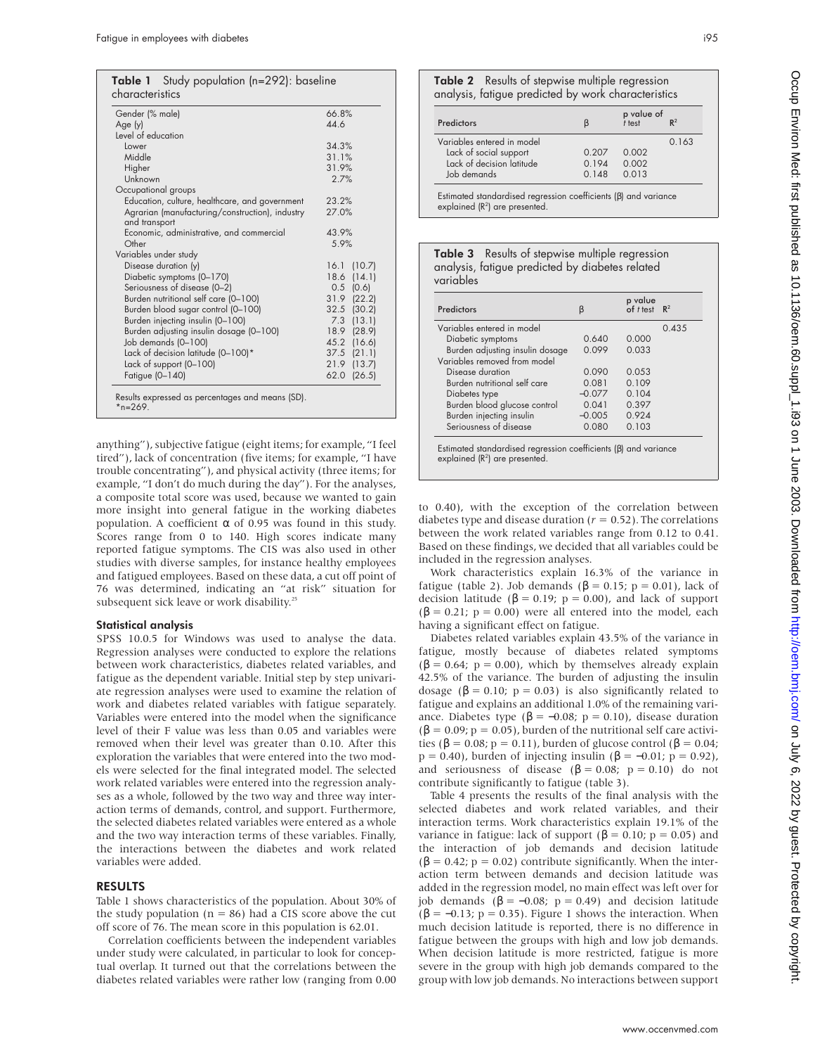**Table 1** Study population (n=292): baseline characteristics

| | |
|---|---|
| Gender (% male) | 66.8% |
| Age (y) | 44.6 |
| Level of education | |
| Lower | 34.3% |
| Middle | 31.1% |
| Higher | 31.9% |
| Unknown | 2.7% |
| Occupational groups | |
| Education, culture, healthcare, and government | 23.2% |
| Agrarian (manufacturing/construction), industry and transport | 27.0% |
| Economic, administrative, and commercial | 43.9% |
| Other | 5.9% |
| Variables under study | |
| Disease duration (y) | 16.1 (10.7) |
| Diabetic symptoms (0–170) | 18.6 (14.1) |
| Seriousness of disease (0–2) | 0.5 (0.6) |
| Burden nutritional self care (0–100) | 31.9 (22.2) |
| Burden blood sugar control (0–100) | 32.5 (30.2) |
| Burden injecting insulin (0–100) | 7.3 (13.1) |
| Burden adjusting insulin dosage (0–100) | 18.9 (28.9) |
| Job demands (0–100) | 45.2 (16.6) |
| Lack of decision latitude (0–100)* | 37.5 (21.1) |
| Lack of support (0–100) | 21.9 (13.7) |
| Fatigue (0–140) | 62.0 (26.5) |

Results expressed as percentages and means (SD).
*n=269.

anything"), subjective fatigue (eight items; for example, "I feel tired"), lack of concentration (five items; for example, "I have trouble concentrating"), and physical activity (three items; for example, "I don't do much during the day"). For the analyses, a composite total score was used, because we wanted to gain more insight into general fatigue in the working diabetes population. A coefficient α of 0.95 was found in this study. Scores range from 0 to 140. High scores indicate many reported fatigue symptoms. The CIS was also used in other studies with diverse samples, for instance healthy employees and fatigued employees. Based on these data, a cut off point of 76 was determined, indicating an "at risk" situation for subsequent sick leave or work disability.[25]

### Statistical analysis

SPSS 10.0.5 for Windows was used to analyse the data. Regression analyses were conducted to explore the relations between work characteristics, diabetes related variables, and fatigue as the dependent variable. Initial step by step univariate regression analyses were used to examine the relation of work and diabetes related variables with fatigue separately. Variables were entered into the model when the significance level of their F value was less than 0.05 and variables were removed when their level was greater than 0.10. After this exploration the variables that were entered into the two models were selected for the final integrated model. The selected work related variables were entered into the regression analyses as a whole, followed by the two way and three way interaction terms of demands, control, and support. Furthermore, the selected diabetes related variables were entered as a whole and the two way interaction terms of these variables. Finally, the interactions between the diabetes and work related variables were added.

## RESULTS

Table 1 shows characteristics of the population. About 30% of the study population (n = 86) had a CIS score above the cut off score of 76. The mean score in this population is 62.01.

Correlation coefficients between the independent variables under study were calculated, in particular to look for conceptual overlap. It turned out that the correlations between the diabetes related variables were rather low (ranging from 0.00 to 0.40), with the exception of the correlation between diabetes type and disease duration ($r = 0.52$). The correlations between the work related variables range from 0.12 to 0.41. Based on these findings, we decided that all variables could be included in the regression analyses.

**Table 2** Results of stepwise multiple regression analysis, fatigue predicted by work characteristics

| Predictors | β | p value of *t* test | $R^2$ |
|---|---|---|---|
| Variables entered in model | | | 0.163 |
| Lack of social support | 0.207 | 0.002 | |
| Lack of decision latitude | 0.194 | 0.002 | |
| Job demands | 0.148 | 0.013 | |

Estimated standardised regression coefficients (β) and variance explained ($R^2$) are presented.

**Table 3** Results of stepwise multiple regression analysis, fatigue predicted by diabetes related variables

| Predictors | β | p value of *t* test | $R^2$ |
|---|---|---|---|
| Variables entered in model | | | 0.435 |
| Diabetic symptoms | 0.640 | 0.000 | |
| Burden adjusting insulin dosage | 0.099 | 0.033 | |
| Variables removed from model | | | |
| Disease duration | 0.090 | 0.053 | |
| Burden nutritional self care | 0.081 | 0.109 | |
| Diabetes type | −0.077 | 0.104 | |
| Burden blood glucose control | 0.041 | 0.397 | |
| Burden injecting insulin | −0.005 | 0.924 | |
| Seriousness of disease | 0.080 | 0.103 | |

Estimated standardised regression coefficients (β) and variance explained ($R^2$) are presented.

Work characteristics explain 16.3% of the variance in fatigue (table 2). Job demands (β = 0.15; p = 0.01), lack of decision latitude (β = 0.19; p = 0.00), and lack of support (β = 0.21; p = 0.00) were all entered into the model, each having a significant effect on fatigue.

Diabetes related variables explain 43.5% of the variance in fatigue, mostly because of diabetes related symptoms (β = 0.64; p = 0.00), which by themselves already explain 42.5% of the variance. The burden of adjusting the insulin dosage (β = 0.10; p = 0.03) is also significantly related to fatigue and explains an additional 1.0% of the remaining variance. Diabetes type (β = −0.08; p = 0.10), disease duration (β = 0.09; p = 0.05), burden of the nutritional self care activities (β = 0.08; p = 0.11), burden of glucose control (β = 0.04; p = 0.40), burden of injecting insulin (β = −0.01; p = 0.92), and seriousness of disease (β = 0.08; p = 0.10) do not contribute significantly to fatigue (table 3).

Table 4 presents the results of the final analysis with the selected diabetes and work related variables, and their interaction terms. Work characteristics explain 19.1% of the variance in fatigue: lack of support (β = 0.10; p = 0.05) and the interaction of job demands and decision latitude (β = 0.42; p = 0.02) contribute significantly. When the interaction term between demands and decision latitude was added in the regression model, no main effect was left over for job demands (β = −0.08; p = 0.49) and decision latitude (β = −0.13; p = 0.35). Figure 1 shows the interaction. When much decision latitude is reported, there is no difference in fatigue between the groups with high and low job demands. When decision latitude is more restricted, fatigue is more severe in the group with high job demands compared to the group with low job demands. No interactions between support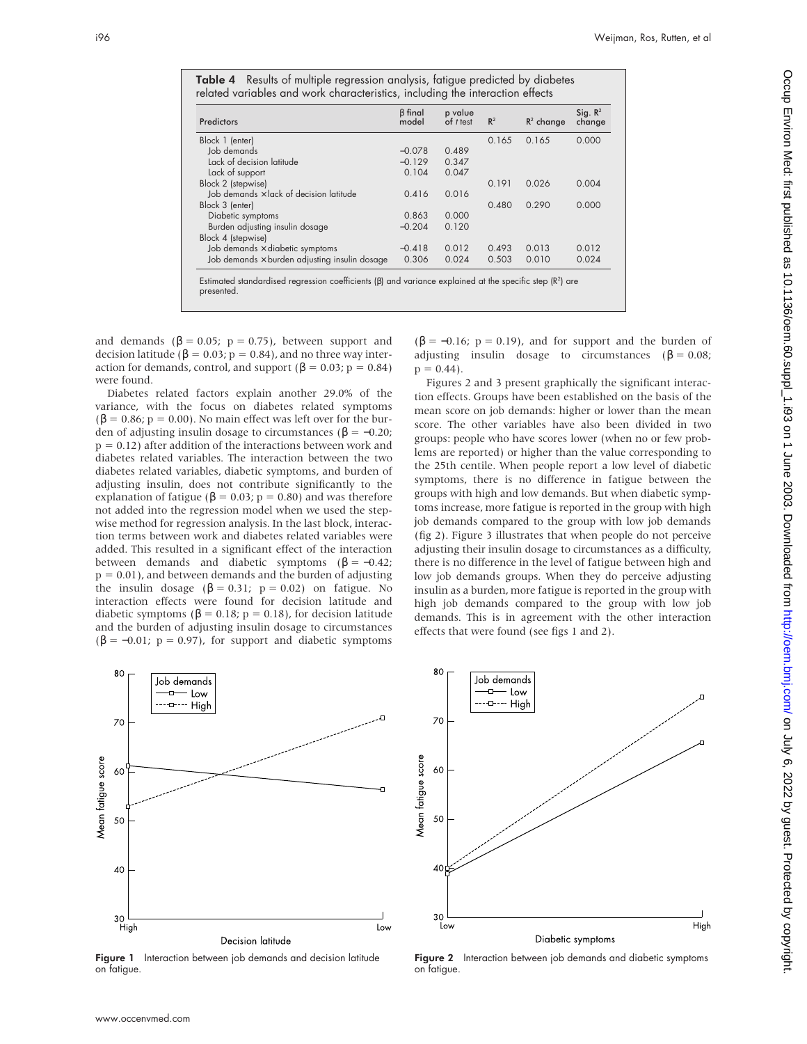**Table 4** Results of multiple regression analysis, fatigue predicted by diabetes related variables and work characteristics, including the interaction effects

| Predictors | β final model | p value of *t* test | $R^2$ | $R^2$ change | Sig. $R^2$ change |
|---|---|---|---|---|---|
| Block 1 (enter) | | | 0.165 | 0.165 | 0.000 |
| Job demands | −0.078 | 0.489 | | | |
| Lack of decision latitude | −0.129 | 0.347 | | | |
| Lack of support | 0.104 | 0.047 | | | |
| Block 2 (stepwise) | | | 0.191 | 0.026 | 0.004 |
| Job demands × lack of decision latitude | 0.416 | 0.016 | | | |
| Block 3 (enter) | | | 0.480 | 0.290 | 0.000 |
| Diabetic symptoms | 0.863 | 0.000 | | | |
| Burden adjusting insulin dosage | −0.204 | 0.120 | | | |
| Block 4 (stepwise) | | | | | |
| Job demands × diabetic symptoms | −0.418 | 0.012 | 0.493 | 0.013 | 0.012 |
| Job demands × burden adjusting insulin dosage | 0.306 | 0.024 | 0.503 | 0.010 | 0.024 |

Estimated standardised regression coefficients (β) and variance explained at the specific step ($R^2$) are presented.

and demands (β = 0.05; p = 0.75), between support and decision latitude (β = 0.03; p = 0.84), and no three way interaction for demands, control, and support (β = 0.03; p = 0.84) were found.

Diabetes related factors explain another 29.0% of the variance, with the focus on diabetes related symptoms (β = 0.86; p = 0.00). No main effect was left over for the burden of adjusting insulin dosage to circumstances (β = −0.20; p = 0.12) after addition of the interactions between work and diabetes related variables. The interaction between the two diabetes related variables, diabetic symptoms, and burden of adjusting insulin, does not contribute significantly to the explanation of fatigue (β = 0.03; p = 0.80) and was therefore not added into the regression model when we used the stepwise method for regression analysis. In the last block, interaction terms between work and diabetes related variables were added. This resulted in a significant effect of the interaction between demands and diabetic symptoms (β = −0.42; p = 0.01), and between demands and the burden of adjusting the insulin dosage (β = 0.31; p = 0.02) on fatigue. No interaction effects were found for decision latitude and diabetic symptoms (β = 0.18; p = 0.18), for decision latitude and the burden of adjusting insulin dosage to circumstances (β = −0.01; p = 0.97), for support and diabetic symptoms (β = −0.16; p = 0.19), and for support and the burden of adjusting insulin dosage to circumstances (β = 0.08; p = 0.44).

Figures 2 and 3 present graphically the significant interaction effects. Groups have been established on the basis of the mean score on job demands: higher or lower than the mean score. The other variables have also been divided in two groups: people who have scores lower (when no or few problems are reported) or higher than the value corresponding to the 25th centile. When people report a low level of diabetic symptoms, there is no difference in fatigue between the groups with high and low demands. But when diabetic symptoms increase, more fatigue is reported in the group with high job demands compared to the group with low job demands (fig 2). Figure 3 illustrates that when people do not perceive adjusting their insulin dosage to circumstances as a difficulty, there is no difference in the level of fatigue between high and low job demands groups. When they do perceive adjusting insulin as a burden, more fatigue is reported in the group with high job demands compared to the group with low job demands. This is in agreement with the other interaction effects that were found (see figs 1 and 2).

**Figure 1** Interaction between job demands and decision latitude on fatigue.

**Figure 2** Interaction between job demands and diabetic symptoms on fatigue.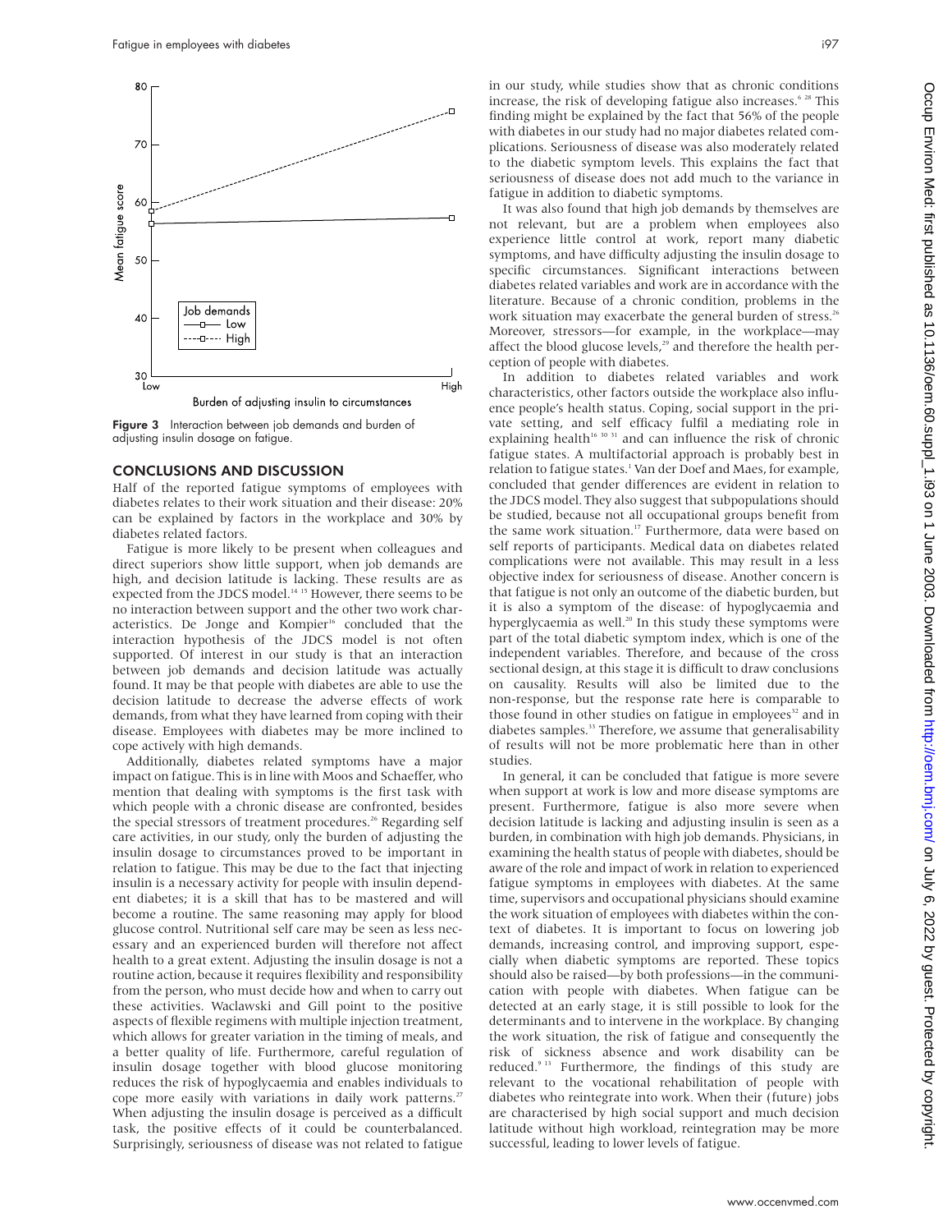80

70

60

50

40

30

Mean fatigue score

Low

High

Burden of adjusting insulin to circumstances

Job demands

Low

High

**Figure 3** Interaction between job demands and burden of adjusting insulin dosage on fatigue.

## CONCLUSIONS AND DISCUSSION

Half of the reported fatigue symptoms of employees with diabetes relates to their work situation and their disease: 20% can be explained by factors in the workplace and 30% by diabetes related factors.

Fatigue is more likely to be present when colleagues and direct superiors show little support, when job demands are high, and decision latitude is lacking. These results are as expected from the JDCS model.[14 15] However, there seems to be no interaction between support and the other two work characteristics. De Jonge and Kompier[16] concluded that the interaction hypothesis of the JDCS model is not often supported. Of interest in our study is that an interaction between job demands and decision latitude was actually found. It may be that people with diabetes are able to use the decision latitude to decrease the adverse effects of work demands, from what they have learned from coping with their disease. Employees with diabetes may be more inclined to cope actively with high demands.

Additionally, diabetes related symptoms have a major impact on fatigue. This is in line with Moos and Schaeffer, who mention that dealing with symptoms is the first task with which people with a chronic disease are confronted, besides the special stressors of treatment procedures.[26] Regarding self care activities, in our study, only the burden of adjusting the insulin dosage to circumstances proved to be important in relation to fatigue. This may be due to the fact that injecting insulin is a necessary activity for people with insulin dependent diabetes; it is a skill that has to be mastered and will become a routine. The same reasoning may apply for blood glucose control. Nutritional self care may be seen as less necessary and an experienced burden will therefore not affect health to a great extent. Adjusting the insulin dosage is not a routine action, because it requires flexibility and responsibility from the person, who must decide how and when to carry out these activities. Waclawski and Gill point to the positive aspects of flexible regimens with multiple injection treatment, which allows for greater variation in the timing of meals, and a better quality of life. Furthermore, careful regulation of insulin dosage together with blood glucose monitoring reduces the risk of hypoglycaemia and enables individuals to cope more easily with variations in daily work patterns.[27] When adjusting the insulin dosage is perceived as a difficult task, the positive effects of it could be counterbalanced. Surprisingly, seriousness of disease was not related to fatigue in our study, while studies show that as chronic conditions increase, the risk of developing fatigue also increases.[6 28] This finding might be explained by the fact that 56% of the people with diabetes in our study had no major diabetes related complications. Seriousness of disease was also moderately related to the diabetic symptom levels. This explains the fact that seriousness of disease does not add much to the variance in fatigue in addition to diabetic symptoms.

It was also found that high job demands by themselves are not relevant, but are a problem when employees also experience little control at work, report many diabetic symptoms, and have difficulty adjusting the insulin dosage to specific circumstances. Significant interactions between diabetes related variables and work are in accordance with the literature. Because of a chronic condition, problems in the work situation may exacerbate the general burden of stress.[26] Moreover, stressors—for example, in the workplace—may affect the blood glucose levels,[29] and therefore the health perception of people with diabetes.

In addition to diabetes related variables and work characteristics, other factors outside the workplace also influence people's health status. Coping, social support in the private setting, and self efficacy fulfil a mediating role in explaining health[16 30 31] and can influence the risk of chronic fatigue states. A multifactorial approach is probably best in relation to fatigue states.[1] Van der Doef and Maes, for example, concluded that gender differences are evident in relation to the JDCS model. They also suggest that subpopulations should be studied, because not all occupational groups benefit from the same work situation.[17] Furthermore, data were based on self reports of participants. Medical data on diabetes related complications were not available. This may result in a less objective index for seriousness of disease. Another concern is that fatigue is not only an outcome of the diabetic burden, but it is also a symptom of the disease: of hypoglycaemia and hyperglycaemia as well.[20] In this study these symptoms were part of the total diabetic symptom index, which is one of the independent variables. Therefore, and because of the cross sectional design, at this stage it is difficult to draw conclusions on causality. Results will also be limited due to the non-response, but the response rate here is comparable to those found in other studies on fatigue in employees[32] and in diabetes samples.[33] Therefore, we assume that generalisability of results will not be more problematic here than in other studies.

In general, it can be concluded that fatigue is more severe when support at work is low and more disease symptoms are present. Furthermore, fatigue is also more severe when decision latitude is lacking and adjusting insulin is seen as a burden, in combination with high job demands. Physicians, in examining the health status of people with diabetes, should be aware of the role and impact of work in relation to experienced fatigue symptoms in employees with diabetes. At the same time, supervisors and occupational physicians should examine the work situation of employees with diabetes within the context of diabetes. It is important to focus on lowering job demands, increasing control, and improving support, especially when diabetic symptoms are reported. These topics should also be raised—by both professions—in the communication with people with diabetes. When fatigue can be detected at an early stage, it is still possible to look for the determinants and to intervene in the workplace. By changing the work situation, the risk of fatigue and consequently the risk of sickness absence and work disability can be reduced.[9 13] Furthermore, the findings of this study are relevant to the vocational rehabilitation of people with diabetes who reintegrate into work. When their (future) jobs are characterised by high social support and much decision latitude without high workload, reintegration may be more successful, leading to lower levels of fatigue.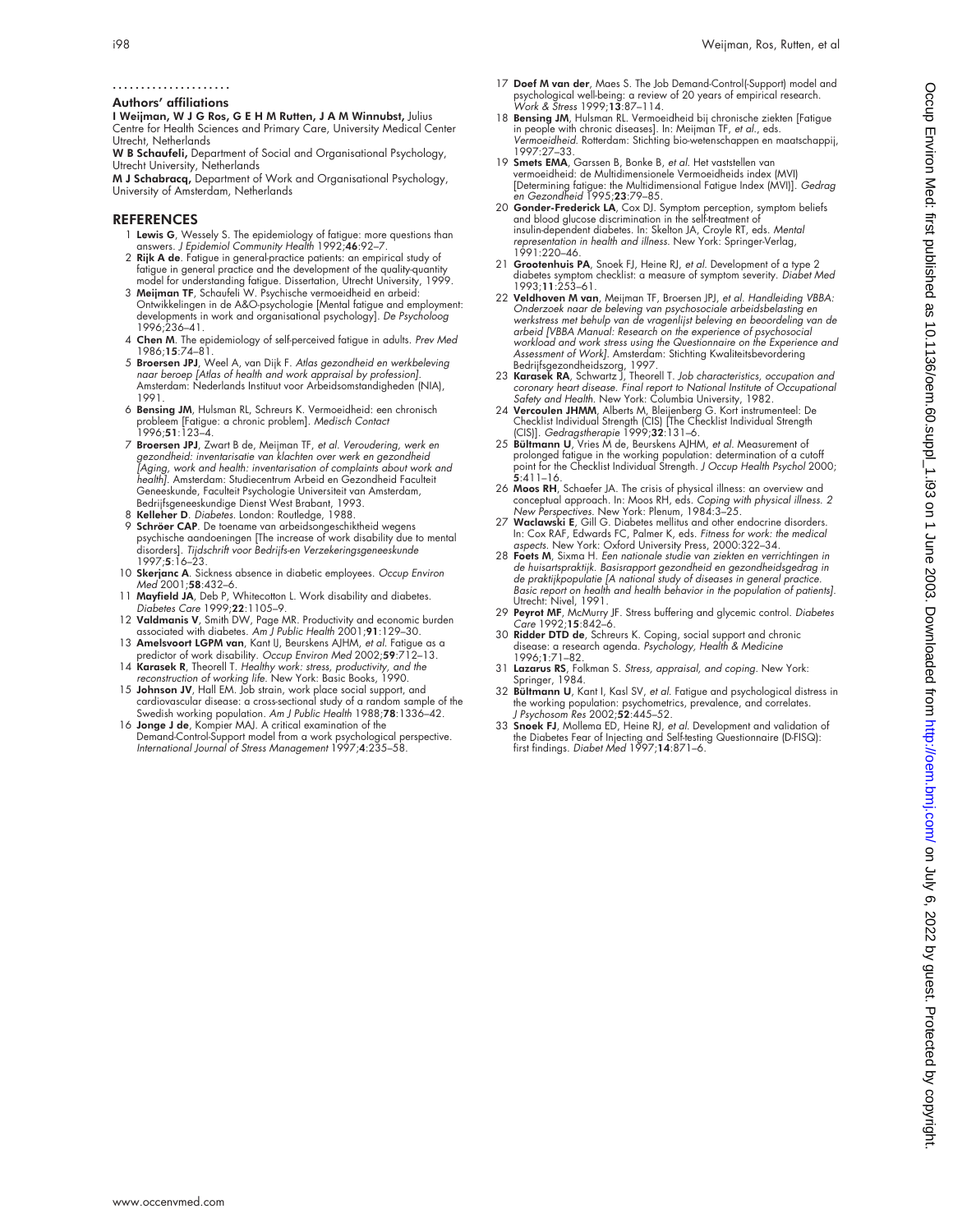## Authors' affiliations

**I Weijman, W J G Ros, G E H M Rutten, J A M Winnubst,** Julius Centre for Health Sciences and Primary Care, University Medical Center Utrecht, Netherlands

**W B Schaufeli,** Department of Social and Organisational Psychology, Utrecht University, Netherlands

**M J Schabracq,** Department of Work and Organisational Psychology, University of Amsterdam, Netherlands

## REFERENCES

1. **Lewis G**, Wessely S. The epidemiology of fatigue: more questions than answers. *J Epidemiol Community Health* 1992;**46**:92–7.
2. **Rijk A de**. Fatigue in general-practice patients: an empirical study of fatigue in general practice and the development of the quality-quantity model for understanding fatigue. Dissertation, Utrecht University, 1999.
3. **Meijman TF**, Schaufeli W. Psychische vermoeidheid en arbeid: Ontwikkelingen in de A&O-psychologie [Mental fatigue and employment: developments in work and organisational psychology]. *De Psycholoog* 1996;236–41.
4. **Chen M**. The epidemiology of self-perceived fatigue in adults. *Prev Med* 1986;**15**:74–81.
5. **Broersen JPJ**, Weel A, van Dijk F. *Atlas gezondheid en werkbeleving naar beroep [Atlas of health and work appraisal by profession]*. Amsterdam: Nederlands Instituut voor Arbeidsomstandigheden (NIA), 1991.
6. **Bensing JM**, Hulsman RL, Schreurs K. Vermoeidheid: een chronisch probleem [Fatigue: a chronic problem]. *Medisch Contact* 1996;**51**:123–4.
7. **Broersen JPJ**, Zwart B de, Meijman TF, *et al*. *Veroudering, werk en gezondheid: inventarisatie van klachten over werk en gezondheid [Aging, work and health: inventarisation of complaints about work and health]*. Amsterdam: Studiecentrum Arbeid en Gezondheid Faculteit Geneeskunde, Faculteit Psychologie Universiteit van Amsterdam, Bedrijfsgeneeskundige Dienst West Brabant, 1993.
8. **Kelleher D**. *Diabetes*. London: Routledge, 1988.
9. **Schröer CAP**. De toename van arbeidsongeschiktheid wegens psychische aandoeningen [The increase of work disability due to mental disorders]. *Tijdschrift voor Bedrijfs-en Verzekeringsgeneeskunde* 1997;**5**:16–23.
10. **Skerjanc A**. Sickness absence in diabetic employees. *Occup Environ Med* 2001;**58**:432–6.
11. **Mayfield JA**, Deb P, Whitecotton L. Work disability and diabetes. *Diabetes Care* 1999;**22**:1105–9.
12. **Valdmanis V**, Smith DW, Page MR. Productivity and economic burden associated with diabetes. *Am J Public Health* 2001;**91**:129–30.
13. **Amelsvoort LGPM van**, Kant IJ, Beurskens AJHM, *et al*. Fatigue as a predictor of work disability. *Occup Environ Med* 2002;**59**:712–13.
14. **Karasek R**, Theorell T. *Healthy work: stress, productivity, and the reconstruction of working life*. New York: Basic Books, 1990.
15. **Johnson JV**, Hall EM. Job strain, work place social support, and cardiovascular disease: a cross-sectional study of a random sample of the Swedish working population. *Am J Public Health* 1988;**78**:1336–42.
16. **Jonge J de**, Kompier MAJ. A critical examination of the Demand-Control-Support model from a work psychological perspective. *International Journal of Stress Management* 1997;**4**:235–58.
17. **Doef M van der**, Maes S. The Job Demand-Control(-Support) model and psychological well-being: a review of 20 years of empirical research. *Work & Stress* 1999;**13**:87–114.
18. **Bensing JM**, Hulsman RL. Vermoeidheid bij chronische ziekten [Fatigue in people with chronic diseases]. In: Meijman TF, *et al*., eds. *Vermoeidheid*. Rotterdam: Stichting bio-wetenschappen en maatschappij, 1997:27–33.
19. **Smets EMA**, Garssen B, Bonke B, *et al*. Het vaststellen van vermoeidheid: de Multidimensionele Vermoeidheids index (MVI) [Determining fatigue: the Multidimensional Fatigue Index (MVI)]. *Gedrag en Gezondheid* 1995;**23**:79–85.
20. **Gonder-Frederick LA**, Cox DJ. Symptom perception, symptom beliefs and blood glucose discrimination in the self-treatment of insulin-dependent diabetes. In: Skelton JA, Croyle RT, eds. *Mental representation in health and illness*. New York: Springer-Verlag, 1991:220–46.
21. **Grootenhuis PA**, Snoek FJ, Heine RJ, *et al*. Development of a type 2 diabetes symptom checklist: a measure of symptom severity. *Diabet Med* 1993;**11**:253–61.
22. **Veldhoven M van**, Meijman TF, Broersen JPJ, *et al*. *Handleiding VBBA: Onderzoek naar de beleving van psychosociale arbeidsbelasting en werkstress met behulp van de vragenlijst beleving en beoordeling van de arbeid [VBBA Manual: Research on the experience of psychosocial workload and work stress using the Questionnaire on the Experience and Assessment of Work]*. Amsterdam: Stichting Kwaliteitsbevordering Bedrijfsgezondheidszorg, 1997.
23. **Karasek RA**, Schwartz J, Theorell T. *Job characteristics, occupation and coronary heart disease. Final report to National Institute of Occupational Safety and Health*. New York: Columbia University, 1982.
24. **Vercoulen JHMM**, Alberts M, Bleijenberg G. Kort instrumenteel: De Checklist Individual Strength (CIS) [The Checklist Individual Strength (CIS)]. *Gedragstherapie* 1999;**32**:131–6.
25. **Bültmann U**, Vries M de, Beurskens AJHM, *et al*. Measurement of prolonged fatigue in the working population: determination of a cutoff point for the Checklist Individual Strength. *J Occup Health Psychol* 2000; **5**:411–16.
26. **Moos RH**, Schaefer JA. The crisis of physical illness: an overview and conceptual approach. In: Moos RH, eds. *Coping with physical illness. 2 New Perspectives*. New York: Plenum, 1984:3–25.
27. **Waclawski E**, Gill G. Diabetes mellitus and other endocrine disorders. In: Cox RAF, Edwards FC, Palmer K, eds. *Fitness for work: the medical aspects*. New York: Oxford University Press, 2000:322–34.
28. **Foets M**, Sixma H. *Een nationale studie van ziekten en verrichtingen in de huisartspraktijk. Basisrapport gezondheid en gezondheidsgedrag in de praktijkpopulatie [A national study of diseases in general practice. Basic report on health and health behavior in the population of patients]*. Utrecht: Nivel, 1991.
29. **Peyrot MF**, McMurry JF. Stress buffering and glycemic control. *Diabetes Care* 1992;**15**:842–6.
30. **Ridder DTD de**, Schreurs K. Coping, social support and chronic disease: a research agenda. *Psychology, Health & Medicine* 1996;**1**:71–82.
31. **Lazarus RS**, Folkman S. *Stress, appraisal, and coping*. New York: Springer, 1984.
32. **Bültmann U**, Kant I, Kasl SV, *et al*. Fatigue and psychological distress in the working population: psychometrics, prevalence, and correlates. *J Psychosom Res* 2002;**52**:445–52.
33. **Snoek FJ**, Mollema ED, Heine RJ, *et al*. Development and validation of the Diabetes Fear of Injecting and Self-testing Questionnaire (D-FISQ): first findings. *Diabet Med* 1997;**14**:871–6.